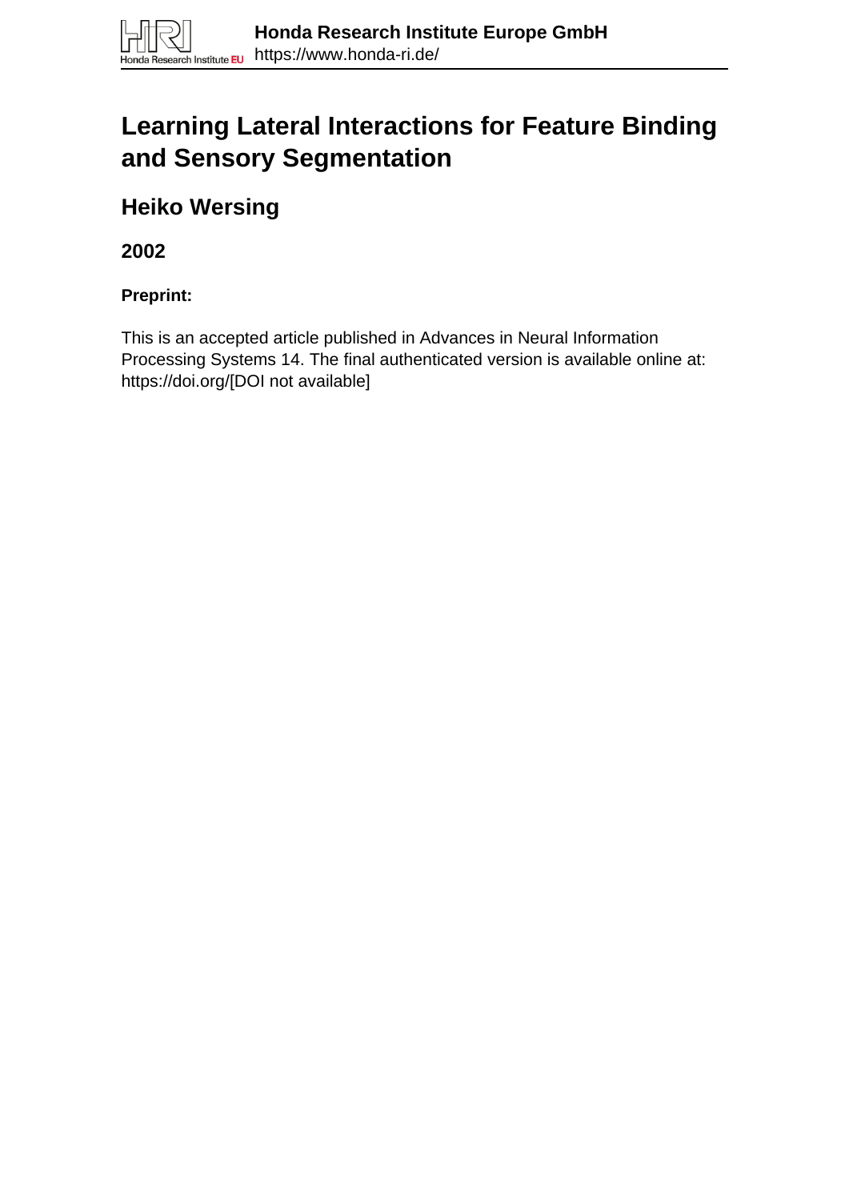**Honda Research Institute Europe GmbH**
https://www.honda-ri.de/

# Learning Lateral Interactions for Feature Binding and Sensory Segmentation

## Heiko Wersing

### 2002

#### Preprint:

This is an accepted article published in Advances in Neural Information Processing Systems 14. The final authenticated version is available online at: https://doi.org/[DOI not available]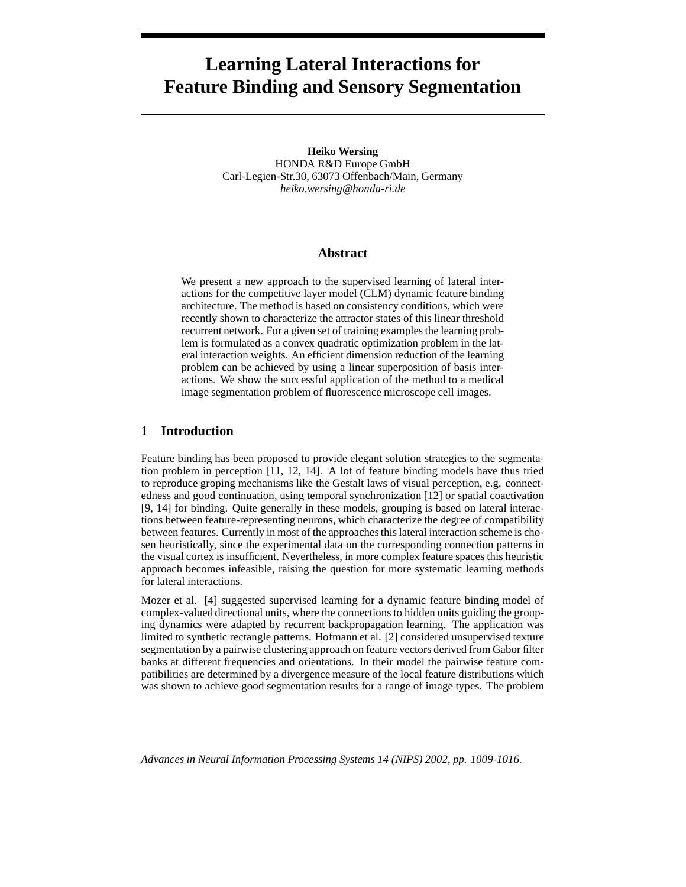# Learning Lateral Interactions for Feature Binding and Sensory Segmentation

**Heiko Wersing**
HONDA R&D Europe GmbH
Carl-Legien-Str.30, 63073 Offenbach/Main, Germany
*heiko.wersing@honda-ri.de*

## Abstract

We present a new approach to the supervised learning of lateral interactions for the competitive layer model (CLM) dynamic feature binding architecture. The method is based on consistency conditions, which were recently shown to characterize the attractor states of this linear threshold recurrent network. For a given set of training examples the learning problem is formulated as a convex quadratic optimization problem in the lateral interaction weights. An efficient dimension reduction of the learning problem can be achieved by using a linear superposition of basis interactions. We show the successful application of the method to a medical image segmentation problem of fluorescence microscope cell images.

## 1 Introduction

Feature binding has been proposed to provide elegant solution strategies to the segmentation problem in perception [11, 12, 14]. A lot of feature binding models have thus tried to reproduce groping mechanisms like the Gestalt laws of visual perception, e.g. connectedness and good continuation, using temporal synchronization [12] or spatial coactivation [9, 14] for binding. Quite generally in these models, grouping is based on lateral interactions between feature-representing neurons, which characterize the degree of compatibility between features. Currently in most of the approaches this lateral interaction scheme is chosen heuristically, since the experimental data on the corresponding connection patterns in the visual cortex is insufficient. Nevertheless, in more complex feature spaces this heuristic approach becomes infeasible, raising the question for more systematic learning methods for lateral interactions.

Mozer et al. [4] suggested supervised learning for a dynamic feature binding model of complex-valued directional units, where the connections to hidden units guiding the grouping dynamics were adapted by recurrent backpropagation learning. The application was limited to synthetic rectangle patterns. Hofmann et al. [2] considered unsupervised texture segmentation by a pairwise clustering approach on feature vectors derived from Gabor filter banks at different frequencies and orientations. In their model the pairwise feature compatibilities are determined by a divergence measure of the local feature distributions which was shown to achieve good segmentation results for a range of image types. The problem

*Advances in Neural Information Processing Systems 14 (NIPS) 2002, pp. 1009-1016.*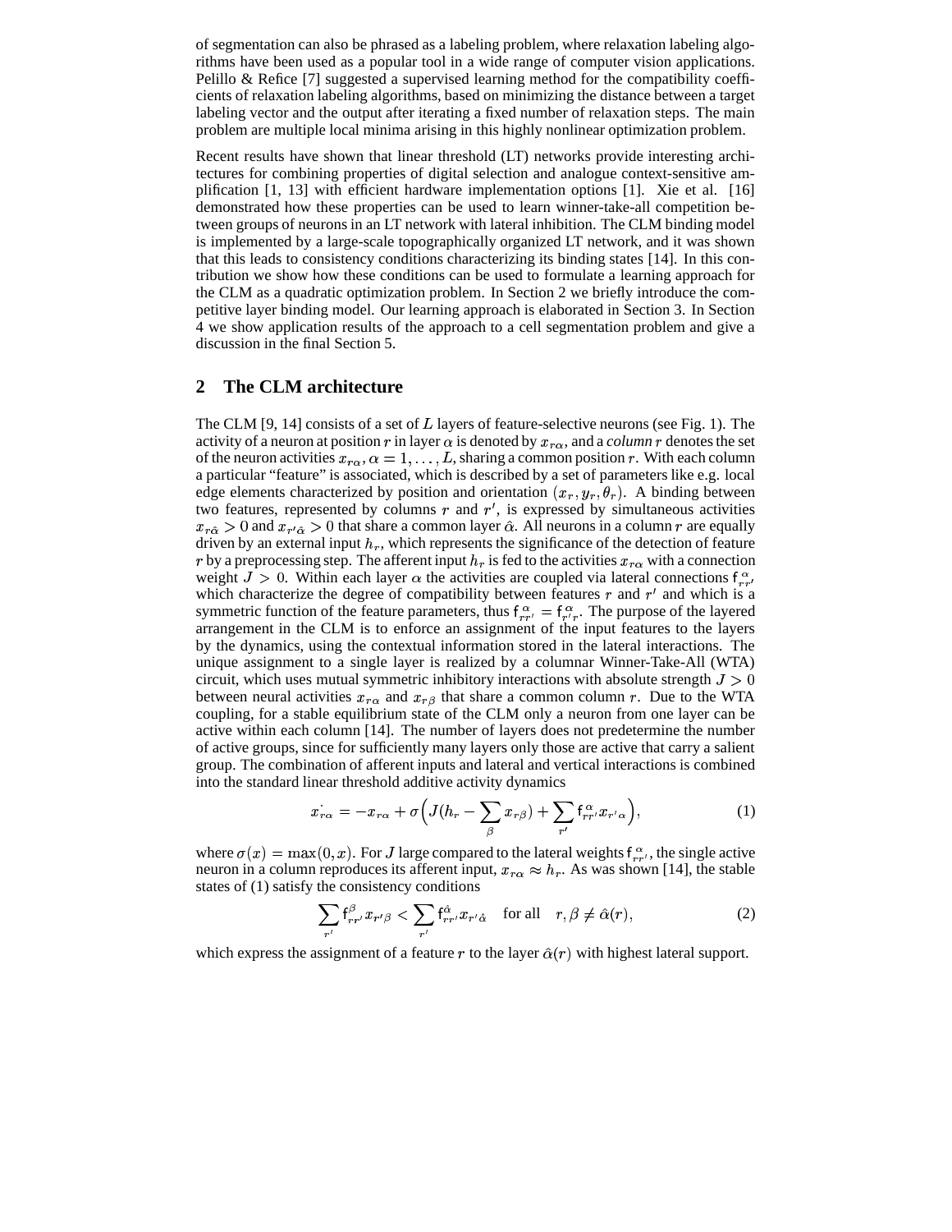of segmentation can also be phrased as a labeling problem, where relaxation labeling algorithms have been used as a popular tool in a wide range of computer vision applications. Pelillo & Refice [7] suggested a supervised learning method for the compatibility coefficients of relaxation labeling algorithms, based on minimizing the distance between a target labeling vector and the output after iterating a fixed number of relaxation steps. The main problem are multiple local minima arising in this highly nonlinear optimization problem.

Recent results have shown that linear threshold (LT) networks provide interesting architectures for combining properties of digital selection and analogue context-sensitive amplification [1, 13] with efficient hardware implementation options [1]. Xie et al. [16] demonstrated how these properties can be used to learn winner-take-all competition between groups of neurons in an LT network with lateral inhibition. The CLM binding model is implemented by a large-scale topographically organized LT network, and it was shown that this leads to consistency conditions characterizing its binding states [14]. In this contribution we show how these conditions can be used to formulate a learning approach for the CLM as a quadratic optimization problem. In Section 2 we briefly introduce the competitive layer binding model. Our learning approach is elaborated in Section 3. In Section 4 we show application results of the approach to a cell segmentation problem and give a discussion in the final Section 5.

## 2 The CLM architecture

The CLM [9, 14] consists of a set of $L$ layers of feature-selective neurons (see Fig. 1). The activity of a neuron at position $r$ in layer $\alpha$ is denoted by $x_{r\alpha}$, and a *column* $r$ denotes the set of the neuron activities $x_{r\alpha}, \alpha = 1, \ldots, L$, sharing a common position $r$. With each column a particular "feature" is associated, which is described by a set of parameters like e.g. local edge elements characterized by position and orientation $(x_r, y_r, \theta_r)$. A binding between two features, represented by columns $r$ and $r'$, is expressed by simultaneous activities $x_{r\hat{\alpha}} > 0$ and $x_{r'\hat{\alpha}} > 0$ that share a common layer $\hat{\alpha}$. All neurons in a column $r$ are equally driven by an external input $h_r$, which represents the significance of the detection of feature $r$ by a preprocessing step. The afferent input $h_r$ is fed to the activities $x_{r\alpha}$ with a connection weight $J > 0$. Within each layer $\alpha$ the activities are coupled via lateral connections $\mathsf{f}^{\alpha}_{rr'}$ which characterize the degree of compatibility between features $r$ and $r'$ and which is a symmetric function of the feature parameters, thus $\mathsf{f}^{\alpha}_{rr'} = \mathsf{f}^{\alpha}_{r'r}$. The purpose of the layered arrangement in the CLM is to enforce an assignment of the input features to the layers by the dynamics, using the contextual information stored in the lateral interactions. The unique assignment to a single layer is realized by a columnar Winner-Take-All (WTA) circuit, which uses mutual symmetric inhibitory interactions with absolute strength $J > 0$ between neural activities $x_{r\alpha}$ and $x_{r\beta}$ that share a common column $r$. Due to the WTA coupling, for a stable equilibrium state of the CLM only a neuron from one layer can be active within each column [14]. The number of layers does not predetermine the number of active groups, since for sufficiently many layers only those are active that carry a salient group. The combination of afferent inputs and lateral and vertical interactions is combined into the standard linear threshold additive activity dynamics

$$\dot{x}_{r\alpha} = -x_{r\alpha} + \sigma\Big(J(h_r - \sum_{\beta} x_{r\beta}) + \sum_{r'} \mathsf{f}^{\alpha}_{rr'} x_{r'\alpha}\Big), \tag{1}$$

where $\sigma(x) = \max(0, x)$. For $J$ large compared to the lateral weights $\mathsf{f}^{\alpha}_{rr'}$, the single active neuron in a column reproduces its afferent input, $x_{r\alpha} \approx h_r$. As was shown [14], the stable states of (1) satisfy the consistency conditions

$$\sum_{r'} \mathsf{f}^{\beta}_{rr'} x_{r'\beta} < \sum_{r'} \mathsf{f}^{\hat{\alpha}}_{rr'} x_{r'\hat{\alpha}} \quad \text{for all} \quad r, \beta \neq \hat{\alpha}(r), \tag{2}$$

which express the assignment of a feature $r$ to the layer $\hat{\alpha}(r)$ with highest lateral support.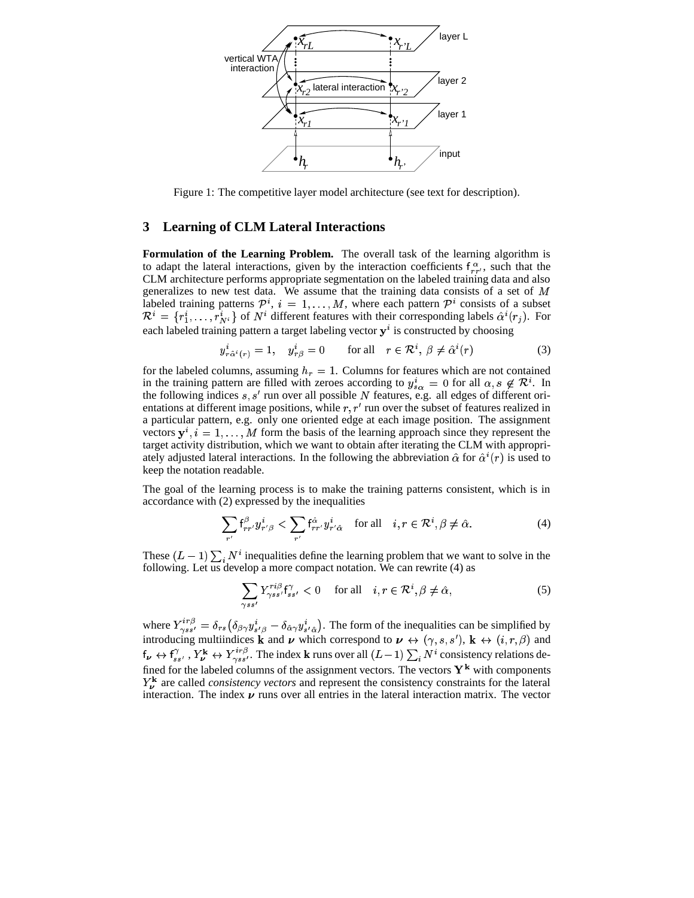Figure 1: The competitive layer model architecture (see text for description).

## 3 Learning of CLM Lateral Interactions

**Formulation of the Learning Problem.** The overall task of the learning algorithm is to adapt the lateral interactions, given by the interaction coefficients $\mathsf{f}^{\alpha}_{rr'}$, such that the CLM architecture performs appropriate segmentation on the labeled training data and also generalizes to new test data. We assume that the training data consists of a set of $M$ labeled training patterns $\mathcal{P}^i$, $i = 1, \ldots, M$, where each pattern $\mathcal{P}^i$ consists of a subset $\mathcal{R}^i = \{r^i_1, \ldots, r^i_{N^i}\}$ of $N^i$ different features with their corresponding labels $\hat{\alpha}^i(r_j)$. For each labeled training pattern a target labeling vector $\mathbf{y}^i$ is constructed by choosing

$$y^i_{r\hat{\alpha}^i(r)} = 1, \quad y^i_{r\beta} = 0 \qquad \text{for all} \quad r \in \mathcal{R}^i, \; \beta \neq \hat{\alpha}^i(r) \tag{3}$$

for the labeled columns, assuming $h_r = 1$. Columns for features which are not contained in the training pattern are filled with zeroes according to $y^i_{s\alpha} = 0$ for all $\alpha, s \notin \mathcal{R}^i$. In the following indices $s, s'$ run over all possible $N$ features, e.g. all edges of different orientations at different image positions, while $r, r'$ run over the subset of features realized in a particular pattern, e.g. only one oriented edge at each image position. The assignment vectors $\mathbf{y}^i, i = 1, \ldots, M$ form the basis of the learning approach since they represent the target activity distribution, which we want to obtain after iterating the CLM with appropriately adjusted lateral interactions. In the following the abbreviation $\hat{\alpha}$ for $\hat{\alpha}^i(r)$ is used to keep the notation readable.

The goal of the learning process is to make the training patterns consistent, which is in accordance with (2) expressed by the inequalities

$$\sum_{r'} \mathsf{f}^{\beta}_{rr'} y^i_{r'\beta} < \sum_{r'} \mathsf{f}^{\hat{\alpha}}_{rr'} y^i_{r'\hat{\alpha}} \quad \text{for all} \quad i, r \in \mathcal{R}^i, \beta \neq \hat{\alpha}. \tag{4}$$

These $(L-1)\sum_i N^i$ inequalities define the learning problem that we want to solve in the following. Let us develop a more compact notation. We can rewrite (4) as

$$\sum_{\gamma s s'} Y^{ri\beta}_{\gamma s s'} \mathsf{f}^{\gamma}_{ss'} < 0 \quad \text{for all} \quad i, r \in \mathcal{R}^i, \beta \neq \hat{\alpha}, \tag{5}$$

where $Y^{ir\beta}_{\gamma ss'} = \delta_{rs}\left(\delta_{\beta\gamma} y^i_{s'\beta} - \delta_{\hat{\alpha}\gamma} y^i_{s'\hat{\alpha}}\right)$. The form of the inequalities can be simplified by introducing multiindices $\mathbf{k}$ and $\boldsymbol{\nu}$ which correspond to $\boldsymbol{\nu} \leftrightarrow (\gamma, s, s')$, $\mathbf{k} \leftrightarrow (i, r, \beta)$ and $\mathsf{f}_{\boldsymbol{\nu}} \leftrightarrow \mathsf{f}^{\gamma}_{ss'}$, $Y^{\mathbf{k}}_{\boldsymbol{\nu}} \leftrightarrow Y^{ir\beta}_{\gamma ss'}$. The index $\mathbf{k}$ runs over all $(L-1)\sum_i N^i$ consistency relations defined for the labeled columns of the assignment vectors. The vectors $\mathbf{Y}^{\mathbf{k}}$ with components $Y^{\mathbf{k}}_{\boldsymbol{\nu}}$ are called *consistency vectors* and represent the consistency constraints for the lateral interaction. The index $\boldsymbol{\nu}$ runs over all entries in the lateral interaction matrix. The vector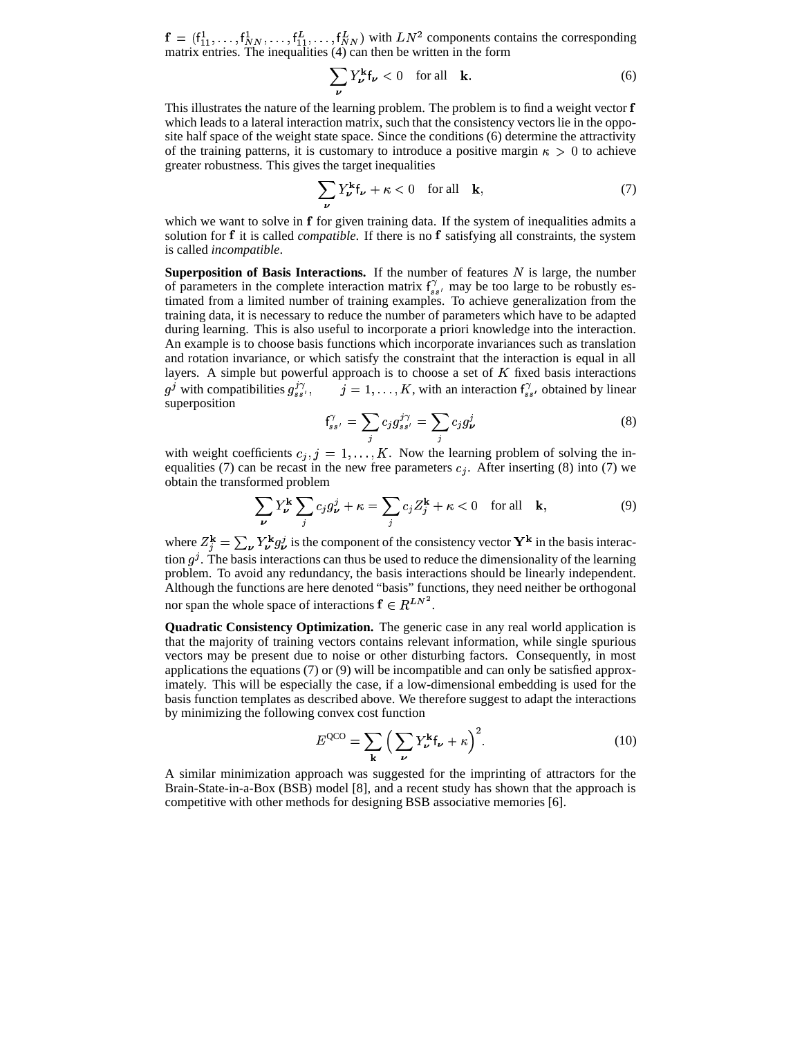$\mathbf{f} = (\mathsf{f}^1_{11}, \ldots, \mathsf{f}^1_{NN}, \ldots, \mathsf{f}^L_{11}, \ldots, \mathsf{f}^L_{NN})$ with $LN^2$ components contains the corresponding matrix entries. The inequalities (4) can then be written in the form

$$\sum_{\boldsymbol{\nu}} Y^{\mathbf{k}}_{\boldsymbol{\nu}} \mathsf{f}_{\boldsymbol{\nu}} < 0 \quad \text{for all} \quad \mathbf{k}. \tag{6}$$

This illustrates the nature of the learning problem. The problem is to find a weight vector $\mathbf{f}$ which leads to a lateral interaction matrix, such that the consistency vectors lie in the opposite half space of the weight state space. Since the conditions (6) determine the attractivity of the training patterns, it is customary to introduce a positive margin $\kappa > 0$ to achieve greater robustness. This gives the target inequalities

$$\sum_{\boldsymbol{\nu}} Y^{\mathbf{k}}_{\boldsymbol{\nu}} \mathsf{f}_{\boldsymbol{\nu}} + \kappa < 0 \quad \text{for all} \quad \mathbf{k}, \tag{7}$$

which we want to solve in $\mathbf{f}$ for given training data. If the system of inequalities admits a solution for $\mathbf{f}$ it is called *compatible*. If there is no $\mathbf{f}$ satisfying all constraints, the system is called *incompatible*.

**Superposition of Basis Interactions.** If the number of features $N$ is large, the number of parameters in the complete interaction matrix $\mathsf{f}^{\gamma}_{ss'}$ may be too large to be robustly estimated from a limited number of training examples. To achieve generalization from the training data, it is necessary to reduce the number of parameters which have to be adapted during learning. This is also useful to incorporate a priori knowledge into the interaction. An example is to choose basis functions which incorporate invariances such as translation and rotation invariance, or which satisfy the constraint that the interaction is equal in all layers. A simple but powerful approach is to choose a set of $K$ fixed basis interactions $g^j$ with compatibilities $g^{j\gamma}_{ss'}$, $\quad j = 1, \ldots, K$, with an interaction $\mathsf{f}^{\gamma}_{ss'}$ obtained by linear superposition

$$\mathsf{f}^{\gamma}_{ss'} = \sum_j c_j g^{j\gamma}_{ss'} = \sum_j c_j g^j_{\boldsymbol{\nu}} \tag{8}$$

with weight coefficients $c_j, j = 1, \ldots, K$. Now the learning problem of solving the inequalities (7) can be recast in the new free parameters $c_j$. After inserting (8) into (7) we obtain the transformed problem

$$\sum_{\boldsymbol{\nu}} Y^{\mathbf{k}}_{\boldsymbol{\nu}} \sum_j c_j g^j_{\boldsymbol{\nu}} + \kappa = \sum_j c_j Z^{\mathbf{k}}_j + \kappa < 0 \quad \text{for all} \quad \mathbf{k}, \tag{9}$$

where $Z^{\mathbf{k}}_j = \sum_{\boldsymbol{\nu}} Y^{\mathbf{k}}_{\boldsymbol{\nu}} g^j_{\boldsymbol{\nu}}$ is the component of the consistency vector $\mathbf{Y}^{\mathbf{k}}$ in the basis interaction $g^j$. The basis interactions can thus be used to reduce the dimensionality of the learning problem. To avoid any redundancy, the basis interactions should be linearly independent. Although the functions are here denoted "basis" functions, they need neither be orthogonal nor span the whole space of interactions $\mathbf{f} \in R^{LN^2}$.

**Quadratic Consistency Optimization.** The generic case in any real world application is that the majority of training vectors contains relevant information, while single spurious vectors may be present due to noise or other disturbing factors. Consequently, in most applications the equations (7) or (9) will be incompatible and can only be satisfied approximately. This will be especially the case, if a low-dimensional embedding is used for the basis function templates as described above. We therefore suggest to adapt the interactions by minimizing the following convex cost function

$$E^{\mathrm{QCO}} = \sum_{\mathbf{k}} \Big( \sum_{\boldsymbol{\nu}} Y^{\mathbf{k}}_{\boldsymbol{\nu}} \mathsf{f}_{\boldsymbol{\nu}} + \kappa \Big)^2. \tag{10}$$

A similar minimization approach was suggested for the imprinting of attractors for the Brain-State-in-a-Box (BSB) model [8], and a recent study has shown that the approach is competitive with other methods for designing BSB associative memories [6].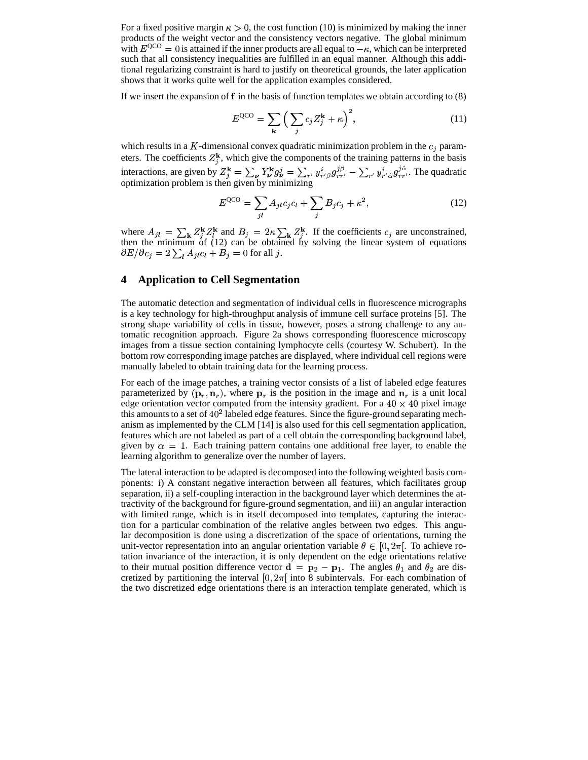For a fixed positive margin $\kappa > 0$, the cost function (10) is minimized by making the inner products of the weight vector and the consistency vectors negative. The global minimum with $E^{\rm QCO} = 0$ is attained if the inner products are all equal to $-\kappa$, which can be interpreted such that all consistency inequalities are fulfilled in an equal manner. Although this additional regularizing constraint is hard to justify on theoretical grounds, the later application shows that it works quite well for the application examples considered.

If we insert the expansion of $\mathbf{f}$ in the basis of function templates we obtain according to (8)

$$E^{\rm QCO} = \sum_{\mathbf{k}} \Big( \sum_j c_j Z_j^{\mathbf{k}} + \kappa \Big)^2, \tag{11}$$

which results in a $K$-dimensional convex quadratic minimization problem in the $c_j$ parameters. The coefficients $Z_j^{\mathbf{k}}$, which give the components of the training patterns in the basis interactions, are given by $Z_j^{\mathbf{k}} = \sum_{\boldsymbol{\nu}} Y_{\boldsymbol{\nu}}^{\mathbf{k}} g_{\boldsymbol{\nu}}^j = \sum_{r'} y_{r'\beta}^i g_{rr'}^{j\beta} - \sum_{r'} y_{r'\hat{\alpha}}^i g_{rr'}^{j\hat{\alpha}}$. The quadratic optimization problem is then given by minimizing

$$E^{\rm QCO} = \sum_{jl} A_{jl} c_j c_l + \sum_j B_j c_j + \kappa^2, \tag{12}$$

where $A_{jl} = \sum_{\mathbf{k}} Z_j^{\mathbf{k}} Z_l^{\mathbf{k}}$ and $B_j = 2\kappa \sum_{\mathbf{k}} Z_j^{\mathbf{k}}$. If the coefficients $c_j$ are unconstrained, then the minimum of (12) can be obtained by solving the linear system of equations $\partial E / \partial c_j = 2 \sum_l A_{jl} c_l + B_j = 0$ for all $j$.

## 4 Application to Cell Segmentation

The automatic detection and segmentation of individual cells in fluorescence micrographs is a key technology for high-throughput analysis of immune cell surface proteins [5]. The strong shape variability of cells in tissue, however, poses a strong challenge to any automatic recognition approach. Figure 2a shows corresponding fluorescence microscopy images from a tissue section containing lymphocyte cells (courtesy W. Schubert). In the bottom row corresponding image patches are displayed, where individual cell regions were manually labeled to obtain training data for the learning process.

For each of the image patches, a training vector consists of a list of labeled edge features parameterized by $(\mathbf{p}_r, \mathbf{n}_r)$, where $\mathbf{p}_r$ is the position in the image and $\mathbf{n}_r$ is a unit local edge orientation vector computed from the intensity gradient. For a $40 \times 40$ pixel image this amounts to a set of $40^2$ labeled edge features. Since the figure-ground separating mechanism as implemented by the CLM [14] is also used for this cell segmentation application, features which are not labeled as part of a cell obtain the corresponding background label, given by $\alpha = 1$. Each training pattern contains one additional free layer, to enable the learning algorithm to generalize over the number of layers.

The lateral interaction to be adapted is decomposed into the following weighted basis components: i) A constant negative interaction between all features, which facilitates group separation, ii) a self-coupling interaction in the background layer which determines the attractivity of the background for figure-ground segmentation, and iii) an angular interaction with limited range, which is in itself decomposed into templates, capturing the interaction for a particular combination of the relative angles between two edges. This angular decomposition is done using a discretization of the space of orientations, turning the unit-vector representation into an angular orientation variable $\theta \in [0, 2\pi[$. To achieve rotation invariance of the interaction, it is only dependent on the edge orientations relative to their mutual position difference vector $\mathbf{d} = \mathbf{p}_2 - \mathbf{p}_1$. The angles $\theta_1$ and $\theta_2$ are discretized by partitioning the interval $[0, 2\pi[$ into 8 subintervals. For each combination of the two discretized edge orientations there is an interaction template generated, which is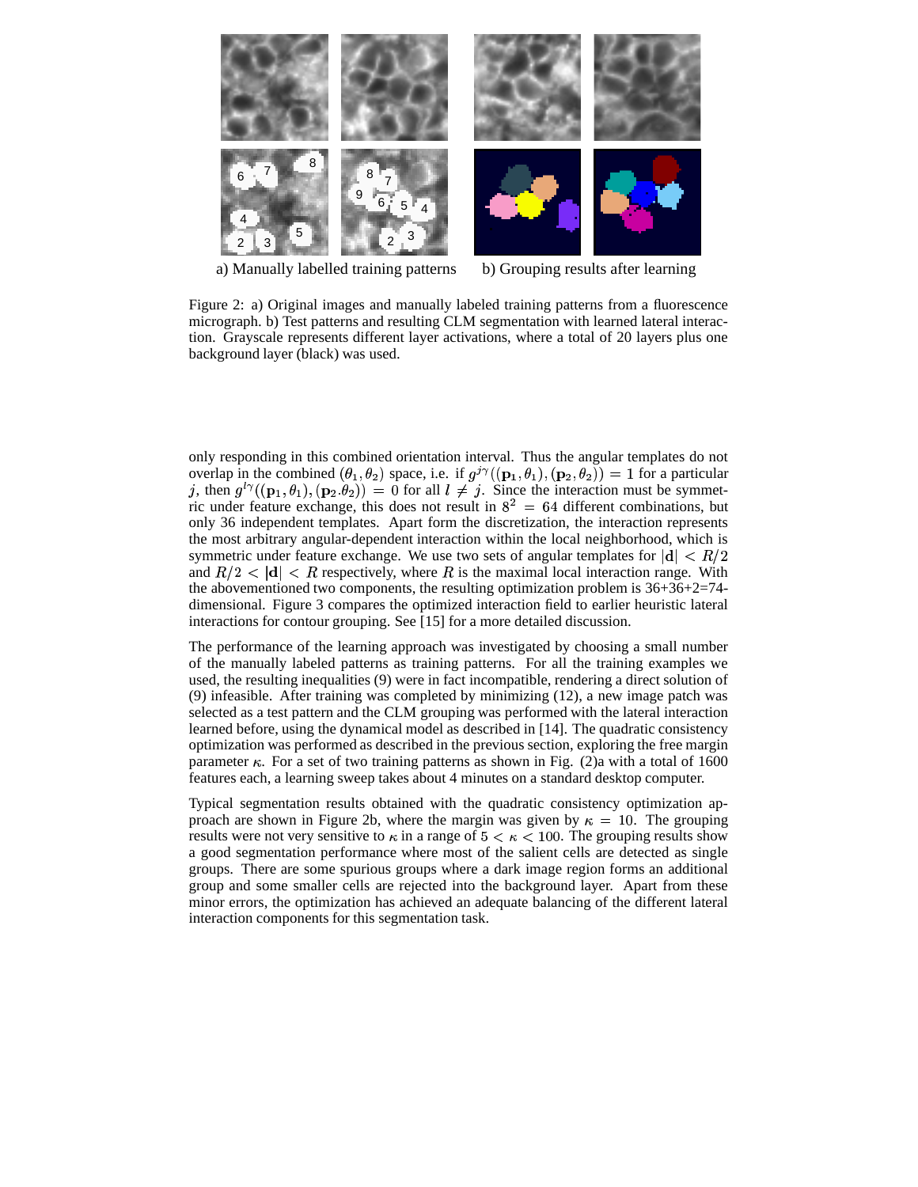a) Manually labelled training patterns

b) Grouping results after learning

Figure 2: a) Original images and manually labeled training patterns from a fluorescence micrograph. b) Test patterns and resulting CLM segmentation with learned lateral interaction. Grayscale represents different layer activations, where a total of 20 layers plus one background layer (black) was used.

only responding in this combined orientation interval. Thus the angular templates do not overlap in the combined $(\theta_1, \theta_2)$ space, i.e. if $g^{j\gamma}((\mathbf{p}_1, \theta_1), (\mathbf{p}_2, \theta_2)) = 1$ for a particular $j$, then $g^{l\gamma}((\mathbf{p}_1, \theta_1), (\mathbf{p}_2.\theta_2)) = 0$ for all $l \neq j$. Since the interaction must be symmetric under feature exchange, this does not result in $8^2 = 64$ different combinations, but only 36 independent templates. Apart form the discretization, the interaction represents the most arbitrary angular-dependent interaction within the local neighborhood, which is symmetric under feature exchange. We use two sets of angular templates for $|\mathbf{d}| < R/2$ and $R/2 < |\mathbf{d}| < R$ respectively, where $R$ is the maximal local interaction range. With the abovementioned two components, the resulting optimization problem is 36+36+2=74-dimensional. Figure 3 compares the optimized interaction field to earlier heuristic lateral interactions for contour grouping. See [15] for a more detailed discussion.

The performance of the learning approach was investigated by choosing a small number of the manually labeled patterns as training patterns. For all the training examples we used, the resulting inequalities (9) were in fact incompatible, rendering a direct solution of (9) infeasible. After training was completed by minimizing (12), a new image patch was selected as a test pattern and the CLM grouping was performed with the lateral interaction learned before, using the dynamical model as described in [14]. The quadratic consistency optimization was performed as described in the previous section, exploring the free margin parameter $\kappa$. For a set of two training patterns as shown in Fig. (2)a with a total of 1600 features each, a learning sweep takes about 4 minutes on a standard desktop computer.

Typical segmentation results obtained with the quadratic consistency optimization approach are shown in Figure 2b, where the margin was given by $\kappa = 10$. The grouping results were not very sensitive to $\kappa$ in a range of $5 < \kappa < 100$. The grouping results show a good segmentation performance where most of the salient cells are detected as single groups. There are some spurious groups where a dark image region forms an additional group and some smaller cells are rejected into the background layer. Apart from these minor errors, the optimization has achieved an adequate balancing of the different lateral interaction components for this segmentation task.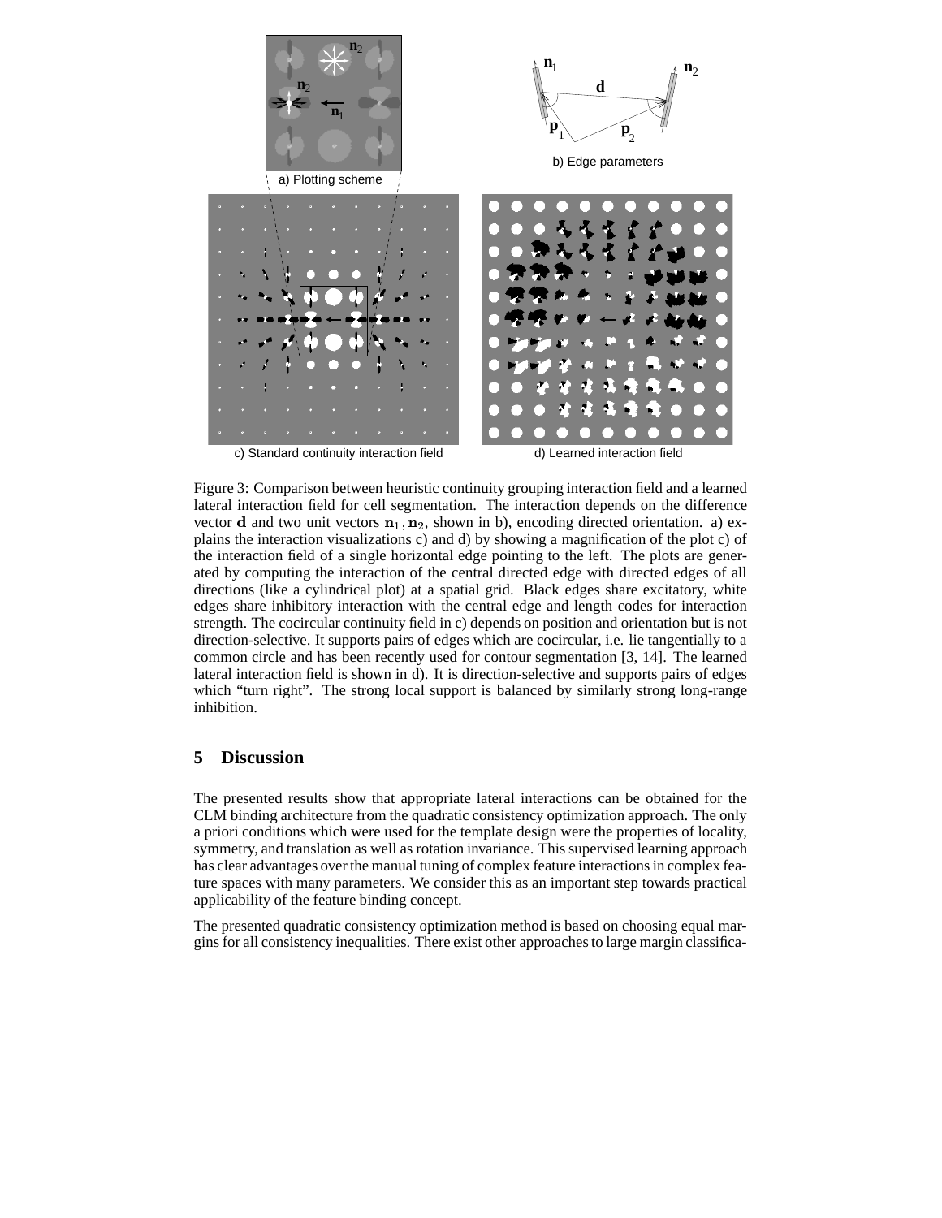a) Plotting scheme

b) Edge parameters

c) Standard continuity interaction field

d) Learned interaction field

Figure 3: Comparison between heuristic continuity grouping interaction field and a learned lateral interaction field for cell segmentation. The interaction depends on the difference vector $\mathbf{d}$ and two unit vectors $\mathbf{n}_1, \mathbf{n}_2$, shown in b), encoding directed orientation. a) explains the interaction visualizations c) and d) by showing a magnification of the plot c) of the interaction field of a single horizontal edge pointing to the left. The plots are generated by computing the interaction of the central directed edge with directed edges of all directions (like a cylindrical plot) at a spatial grid. Black edges share excitatory, white edges share inhibitory interaction with the central edge and length codes for interaction strength. The cocircular continuity field in c) depends on position and orientation but is not direction-selective. It supports pairs of edges which are cocircular, i.e. lie tangentially to a common circle and has been recently used for contour segmentation [3, 14]. The learned lateral interaction field is shown in d). It is direction-selective and supports pairs of edges which "turn right". The strong local support is balanced by similarly strong long-range inhibition.

## 5 Discussion

The presented results show that appropriate lateral interactions can be obtained for the CLM binding architecture from the quadratic consistency optimization approach. The only a priori conditions which were used for the template design were the properties of locality, symmetry, and translation as well as rotation invariance. This supervised learning approach has clear advantages over the manual tuning of complex feature interactions in complex feature spaces with many parameters. We consider this as an important step towards practical applicability of the feature binding concept.

The presented quadratic consistency optimization method is based on choosing equal margins for all consistency inequalities. There exist other approaches to large margin classifica-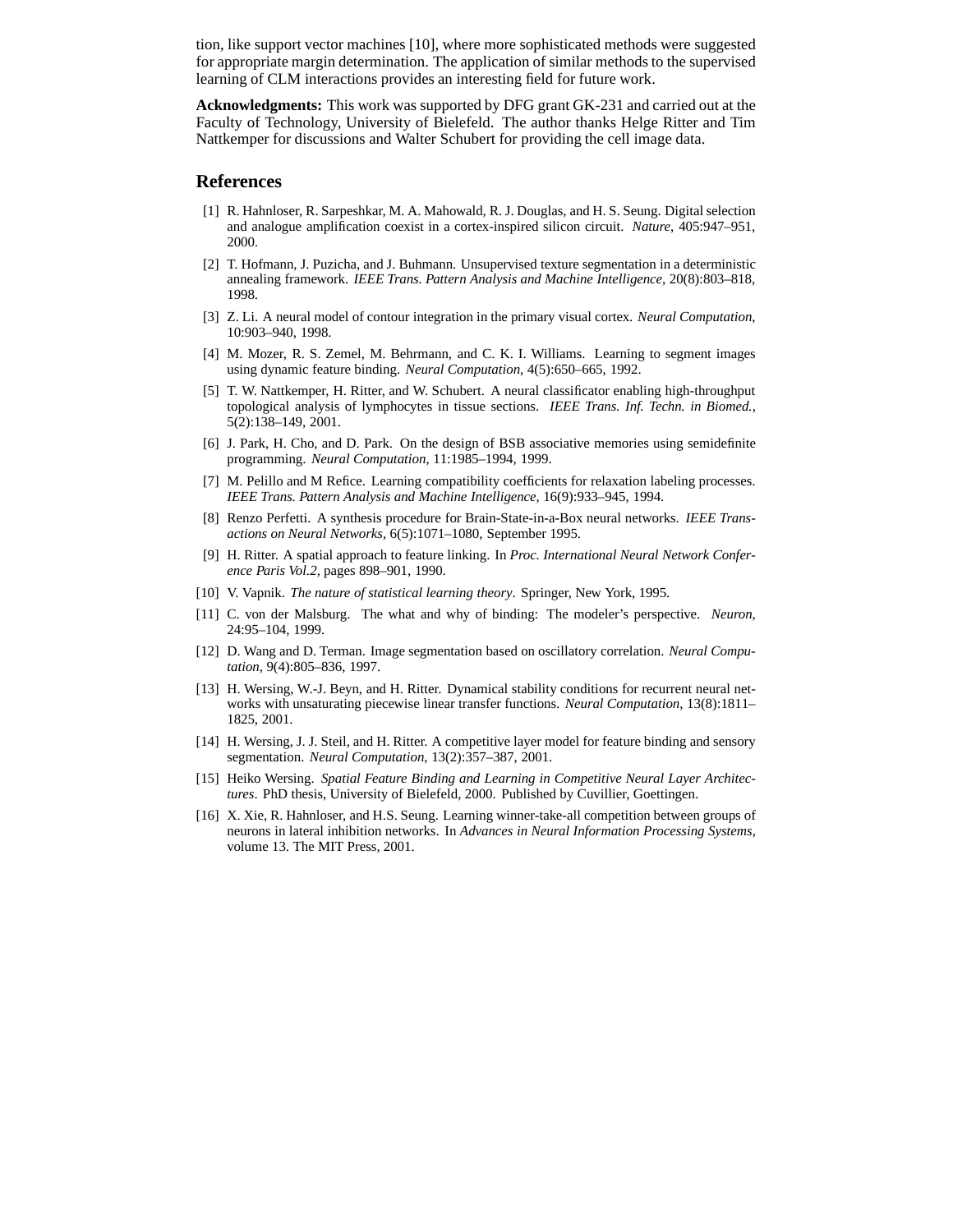tion, like support vector machines [10], where more sophisticated methods were suggested for appropriate margin determination. The application of similar methods to the supervised learning of CLM interactions provides an interesting field for future work.

**Acknowledgments:** This work was supported by DFG grant GK-231 and carried out at the Faculty of Technology, University of Bielefeld. The author thanks Helge Ritter and Tim Nattkemper for discussions and Walter Schubert for providing the cell image data.

## References

[1] R. Hahnloser, R. Sarpeshkar, M. A. Mahowald, R. J. Douglas, and H. S. Seung. Digital selection and analogue amplification coexist in a cortex-inspired silicon circuit. *Nature*, 405:947–951, 2000.

[2] T. Hofmann, J. Puzicha, and J. Buhmann. Unsupervised texture segmentation in a deterministic annealing framework. *IEEE Trans. Pattern Analysis and Machine Intelligence*, 20(8):803–818, 1998.

[3] Z. Li. A neural model of contour integration in the primary visual cortex. *Neural Computation*, 10:903–940, 1998.

[4] M. Mozer, R. S. Zemel, M. Behrmann, and C. K. I. Williams. Learning to segment images using dynamic feature binding. *Neural Computation*, 4(5):650–665, 1992.

[5] T. W. Nattkemper, H. Ritter, and W. Schubert. A neural classificator enabling high-throughput topological analysis of lymphocytes in tissue sections. *IEEE Trans. Inf. Techn. in Biomed.*, 5(2):138–149, 2001.

[6] J. Park, H. Cho, and D. Park. On the design of BSB associative memories using semidefinite programming. *Neural Computation*, 11:1985–1994, 1999.

[7] M. Pelillo and M Refice. Learning compatibility coefficients for relaxation labeling processes. *IEEE Trans. Pattern Analysis and Machine Intelligence*, 16(9):933–945, 1994.

[8] Renzo Perfetti. A synthesis procedure for Brain-State-in-a-Box neural networks. *IEEE Transactions on Neural Networks*, 6(5):1071–1080, September 1995.

[9] H. Ritter. A spatial approach to feature linking. In *Proc. International Neural Network Conference Paris Vol.2*, pages 898–901, 1990.

[10] V. Vapnik. *The nature of statistical learning theory*. Springer, New York, 1995.

[11] C. von der Malsburg. The what and why of binding: The modeler's perspective. *Neuron*, 24:95–104, 1999.

[12] D. Wang and D. Terman. Image segmentation based on oscillatory correlation. *Neural Computation*, 9(4):805–836, 1997.

[13] H. Wersing, W.-J. Beyn, and H. Ritter. Dynamical stability conditions for recurrent neural networks with unsaturating piecewise linear transfer functions. *Neural Computation*, 13(8):1811–1825, 2001.

[14] H. Wersing, J. J. Steil, and H. Ritter. A competitive layer model for feature binding and sensory segmentation. *Neural Computation*, 13(2):357–387, 2001.

[15] Heiko Wersing. *Spatial Feature Binding and Learning in Competitive Neural Layer Architectures*. PhD thesis, University of Bielefeld, 2000. Published by Cuvillier, Goettingen.

[16] X. Xie, R. Hahnloser, and H.S. Seung. Learning winner-take-all competition between groups of neurons in lateral inhibition networks. In *Advances in Neural Information Processing Systems*, volume 13. The MIT Press, 2001.